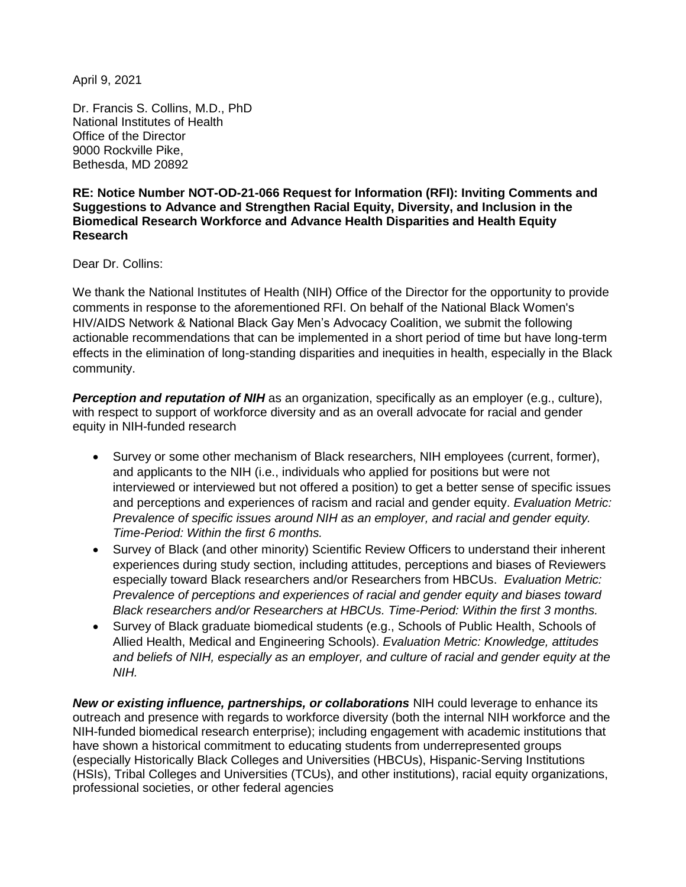April 9, 2021

Dr. Francis S. Collins, M.D., PhD
National Institutes of Health
Office of the Director
9000 Rockville Pike,
Bethesda, MD 20892

**RE: Notice Number NOT-OD-21-066 Request for Information (RFI): Inviting Comments and Suggestions to Advance and Strengthen Racial Equity, Diversity, and Inclusion in the Biomedical Research Workforce and Advance Health Disparities and Health Equity Research**

Dear Dr. Collins:

We thank the National Institutes of Health (NIH) Office of the Director for the opportunity to provide comments in response to the aforementioned RFI. On behalf of the National Black Women's HIV/AIDS Network & National Black Gay Men's Advocacy Coalition, we submit the following actionable recommendations that can be implemented in a short period of time but have long-term effects in the elimination of long-standing disparities and inequities in health, especially in the Black community.

***Perception and reputation of NIH*** as an organization, specifically as an employer (e.g., culture), with respect to support of workforce diversity and as an overall advocate for racial and gender equity in NIH-funded research

- Survey or some other mechanism of Black researchers, NIH employees (current, former), and applicants to the NIH (i.e., individuals who applied for positions but were not interviewed or interviewed but not offered a position) to get a better sense of specific issues and perceptions and experiences of racism and racial and gender equity. *Evaluation Metric: Prevalence of specific issues around NIH as an employer, and racial and gender equity. Time-Period: Within the first 6 months.*
- Survey of Black (and other minority) Scientific Review Officers to understand their inherent experiences during study section, including attitudes, perceptions and biases of Reviewers especially toward Black researchers and/or Researchers from HBCUs. *Evaluation Metric: Prevalence of perceptions and experiences of racial and gender equity and biases toward Black researchers and/or Researchers at HBCUs. Time-Period: Within the first 3 months.*
- Survey of Black graduate biomedical students (e.g., Schools of Public Health, Schools of Allied Health, Medical and Engineering Schools). *Evaluation Metric: Knowledge, attitudes and beliefs of NIH, especially as an employer, and culture of racial and gender equity at the NIH.*

***New or existing influence, partnerships, or collaborations*** NIH could leverage to enhance its outreach and presence with regards to workforce diversity (both the internal NIH workforce and the NIH-funded biomedical research enterprise); including engagement with academic institutions that have shown a historical commitment to educating students from underrepresented groups (especially Historically Black Colleges and Universities (HBCUs), Hispanic-Serving Institutions (HSIs), Tribal Colleges and Universities (TCUs), and other institutions), racial equity organizations, professional societies, or other federal agencies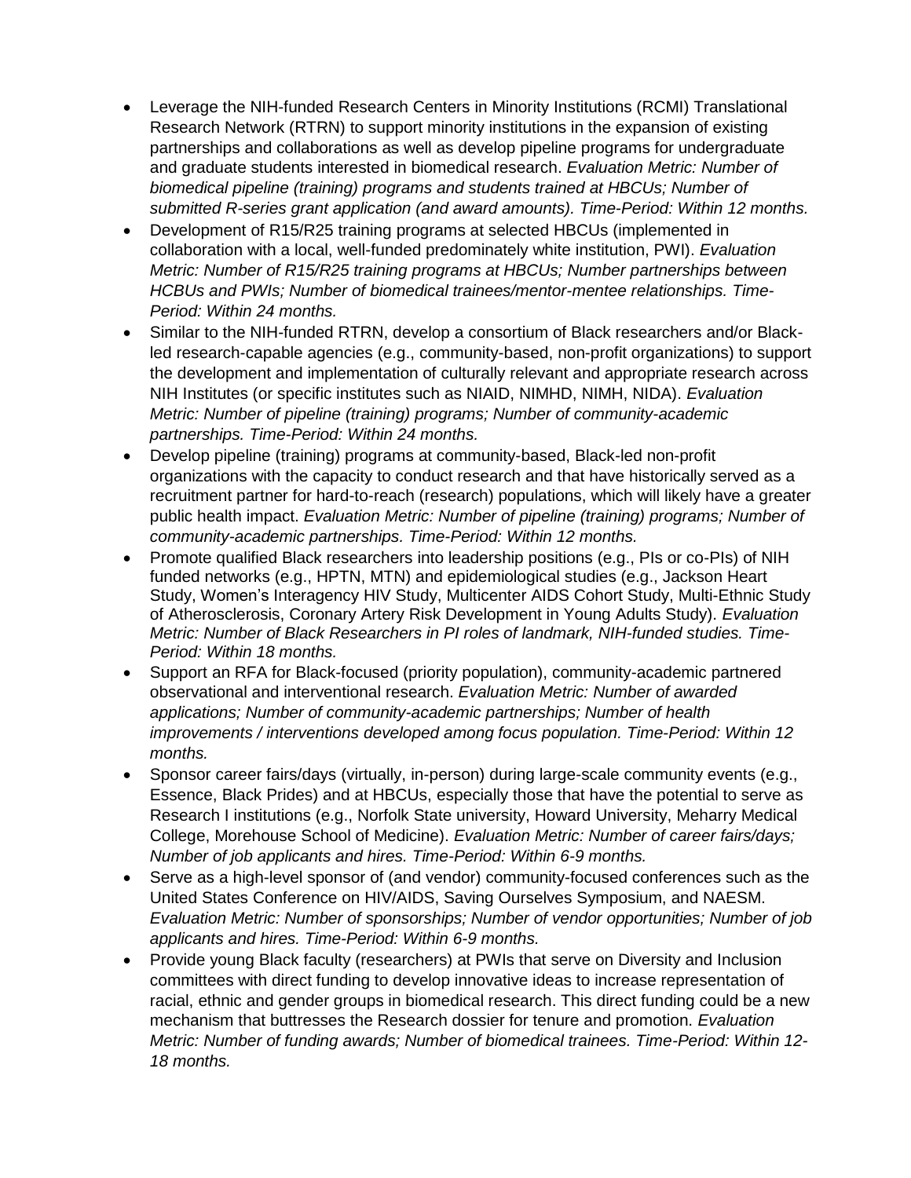- Leverage the NIH-funded Research Centers in Minority Institutions (RCMI) Translational Research Network (RTRN) to support minority institutions in the expansion of existing partnerships and collaborations as well as develop pipeline programs for undergraduate and graduate students interested in biomedical research. *Evaluation Metric: Number of biomedical pipeline (training) programs and students trained at HBCUs; Number of submitted R-series grant application (and award amounts). Time-Period: Within 12 months.*
- Development of R15/R25 training programs at selected HBCUs (implemented in collaboration with a local, well-funded predominately white institution, PWI). *Evaluation Metric: Number of R15/R25 training programs at HBCUs; Number partnerships between HCBUs and PWIs; Number of biomedical trainees/mentor-mentee relationships. Time-Period: Within 24 months.*
- Similar to the NIH-funded RTRN, develop a consortium of Black researchers and/or Black-led research-capable agencies (e.g., community-based, non-profit organizations) to support the development and implementation of culturally relevant and appropriate research across NIH Institutes (or specific institutes such as NIAID, NIMHD, NIMH, NIDA). *Evaluation Metric: Number of pipeline (training) programs; Number of community-academic partnerships. Time-Period: Within 24 months.*
- Develop pipeline (training) programs at community-based, Black-led non-profit organizations with the capacity to conduct research and that have historically served as a recruitment partner for hard-to-reach (research) populations, which will likely have a greater public health impact. *Evaluation Metric: Number of pipeline (training) programs; Number of community-academic partnerships. Time-Period: Within 12 months.*
- Promote qualified Black researchers into leadership positions (e.g., PIs or co-PIs) of NIH funded networks (e.g., HPTN, MTN) and epidemiological studies (e.g., Jackson Heart Study, Women's Interagency HIV Study, Multicenter AIDS Cohort Study, Multi-Ethnic Study of Atherosclerosis, Coronary Artery Risk Development in Young Adults Study). *Evaluation Metric: Number of Black Researchers in PI roles of landmark, NIH-funded studies. Time-Period: Within 18 months.*
- Support an RFA for Black-focused (priority population), community-academic partnered observational and interventional research. *Evaluation Metric: Number of awarded applications; Number of community-academic partnerships; Number of health improvements / interventions developed among focus population. Time-Period: Within 12 months.*
- Sponsor career fairs/days (virtually, in-person) during large-scale community events (e.g., Essence, Black Prides) and at HBCUs, especially those that have the potential to serve as Research I institutions (e.g., Norfolk State university, Howard University, Meharry Medical College, Morehouse School of Medicine). *Evaluation Metric: Number of career fairs/days; Number of job applicants and hires. Time-Period: Within 6-9 months.*
- Serve as a high-level sponsor of (and vendor) community-focused conferences such as the United States Conference on HIV/AIDS, Saving Ourselves Symposium, and NAESM. *Evaluation Metric: Number of sponsorships; Number of vendor opportunities; Number of job applicants and hires. Time-Period: Within 6-9 months.*
- Provide young Black faculty (researchers) at PWIs that serve on Diversity and Inclusion committees with direct funding to develop innovative ideas to increase representation of racial, ethnic and gender groups in biomedical research. This direct funding could be a new mechanism that buttresses the Research dossier for tenure and promotion. *Evaluation Metric: Number of funding awards; Number of biomedical trainees. Time-Period: Within 12-18 months.*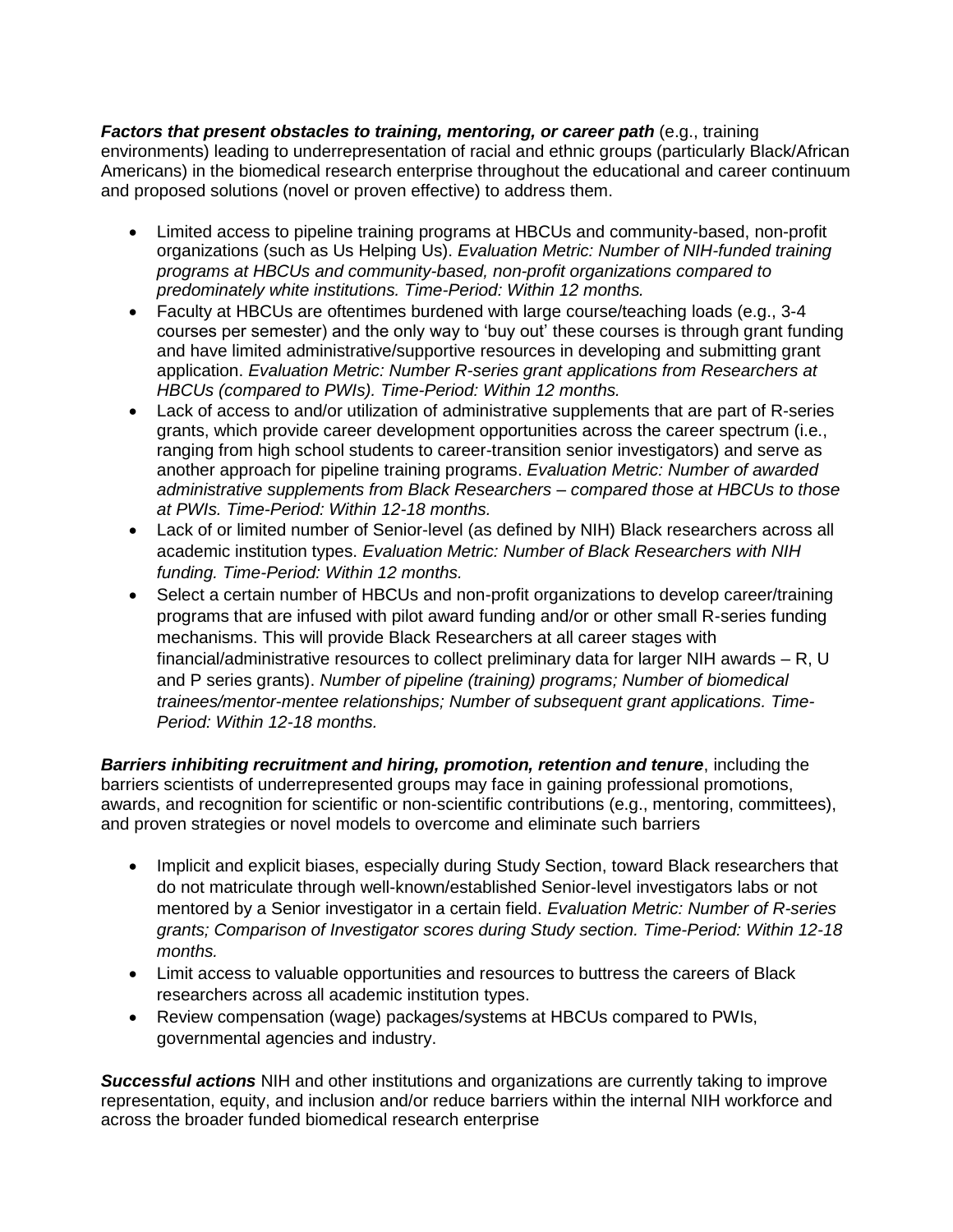***Factors that present obstacles to training, mentoring, or career path*** (e.g., training environments) leading to underrepresentation of racial and ethnic groups (particularly Black/African Americans) in the biomedical research enterprise throughout the educational and career continuum and proposed solutions (novel or proven effective) to address them.

- Limited access to pipeline training programs at HBCUs and community-based, non-profit organizations (such as Us Helping Us). *Evaluation Metric: Number of NIH-funded training programs at HBCUs and community-based, non-profit organizations compared to predominately white institutions. Time-Period: Within 12 months.*
- Faculty at HBCUs are oftentimes burdened with large course/teaching loads (e.g., 3-4 courses per semester) and the only way to 'buy out' these courses is through grant funding and have limited administrative/supportive resources in developing and submitting grant application. *Evaluation Metric: Number R-series grant applications from Researchers at HBCUs (compared to PWIs). Time-Period: Within 12 months.*
- Lack of access to and/or utilization of administrative supplements that are part of R-series grants, which provide career development opportunities across the career spectrum (i.e., ranging from high school students to career-transition senior investigators) and serve as another approach for pipeline training programs. *Evaluation Metric: Number of awarded administrative supplements from Black Researchers – compared those at HBCUs to those at PWIs. Time-Period: Within 12-18 months.*
- Lack of or limited number of Senior-level (as defined by NIH) Black researchers across all academic institution types. *Evaluation Metric: Number of Black Researchers with NIH funding. Time-Period: Within 12 months.*
- Select a certain number of HBCUs and non-profit organizations to develop career/training programs that are infused with pilot award funding and/or or other small R-series funding mechanisms. This will provide Black Researchers at all career stages with financial/administrative resources to collect preliminary data for larger NIH awards – R, U and P series grants). *Number of pipeline (training) programs; Number of biomedical trainees/mentor-mentee relationships; Number of subsequent grant applications. Time-Period: Within 12-18 months.*

***Barriers inhibiting recruitment and hiring, promotion, retention and tenure***, including the barriers scientists of underrepresented groups may face in gaining professional promotions, awards, and recognition for scientific or non-scientific contributions (e.g., mentoring, committees), and proven strategies or novel models to overcome and eliminate such barriers

- Implicit and explicit biases, especially during Study Section, toward Black researchers that do not matriculate through well-known/established Senior-level investigators labs or not mentored by a Senior investigator in a certain field. *Evaluation Metric: Number of R-series grants; Comparison of Investigator scores during Study section. Time-Period: Within 12-18 months.*
- Limit access to valuable opportunities and resources to buttress the careers of Black researchers across all academic institution types.
- Review compensation (wage) packages/systems at HBCUs compared to PWIs, governmental agencies and industry.

***Successful actions*** NIH and other institutions and organizations are currently taking to improve representation, equity, and inclusion and/or reduce barriers within the internal NIH workforce and across the broader funded biomedical research enterprise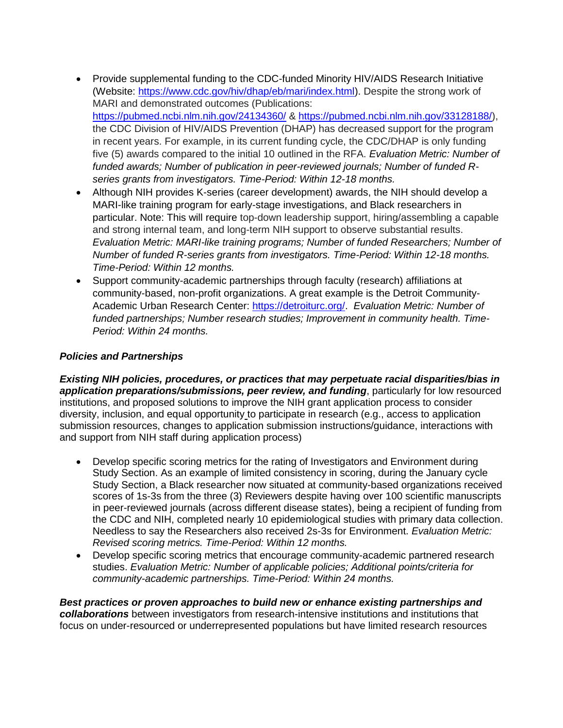- Provide supplemental funding to the CDC-funded Minority HIV/AIDS Research Initiative (Website: [https://www.cdc.gov/hiv/dhap/eb/mari/index.html](https://www.cdc.gov/hiv/dhap/eb/mari/index.html)). Despite the strong work of MARI and demonstrated outcomes (Publications: [https://pubmed.ncbi.nlm.nih.gov/24134360/](https://pubmed.ncbi.nlm.nih.gov/24134360/) & [https://pubmed.ncbi.nlm.nih.gov/33128188/](https://pubmed.ncbi.nlm.nih.gov/33128188/)), the CDC Division of HIV/AIDS Prevention (DHAP) has decreased support for the program in recent years. For example, in its current funding cycle, the CDC/DHAP is only funding five (5) awards compared to the initial 10 outlined in the RFA. *Evaluation Metric: Number of funded awards; Number of publication in peer-reviewed journals; Number of funded R-series grants from investigators. Time-Period: Within 12-18 months.*
- Although NIH provides K-series (career development) awards, the NIH should develop a MARI-like training program for early-stage investigations, and Black researchers in particular. Note: This will require top-down leadership support, hiring/assembling a capable and strong internal team, and long-term NIH support to observe substantial results. *Evaluation Metric: MARI-like training programs; Number of funded Researchers; Number of Number of funded R-series grants from investigators. Time-Period: Within 12-18 months. Time-Period: Within 12 months.*
- Support community-academic partnerships through faculty (research) affiliations at community-based, non-profit organizations. A great example is the Detroit Community-Academic Urban Research Center: [https://detroiturc.org/](https://detroiturc.org/). *Evaluation Metric: Number of funded partnerships; Number research studies; Improvement in community health. Time-Period: Within 24 months.*

### *Policies and Partnerships*

***Existing NIH policies, procedures, or practices that may perpetuate racial disparities/bias in application preparations/submissions, peer review, and funding***, particularly for low resourced institutions, and proposed solutions to improve the NIH grant application process to consider diversity, inclusion, and equal opportunity to participate in research (e.g., access to application submission resources, changes to application submission instructions/guidance, interactions with and support from NIH staff during application process)

- Develop specific scoring metrics for the rating of Investigators and Environment during Study Section. As an example of limited consistency in scoring, during the January cycle Study Section, a Black researcher now situated at community-based organizations received scores of 1s-3s from the three (3) Reviewers despite having over 100 scientific manuscripts in peer-reviewed journals (across different disease states), being a recipient of funding from the CDC and NIH, completed nearly 10 epidemiological studies with primary data collection. Needless to say the Researchers also received 2s-3s for Environment. *Evaluation Metric: Revised scoring metrics. Time-Period: Within 12 months.*
- Develop specific scoring metrics that encourage community-academic partnered research studies. *Evaluation Metric: Number of applicable policies; Additional points/criteria for community-academic partnerships. Time-Period: Within 24 months.*

***Best practices or proven approaches to build new or enhance existing partnerships and collaborations*** between investigators from research-intensive institutions and institutions that focus on under-resourced or underrepresented populations but have limited research resources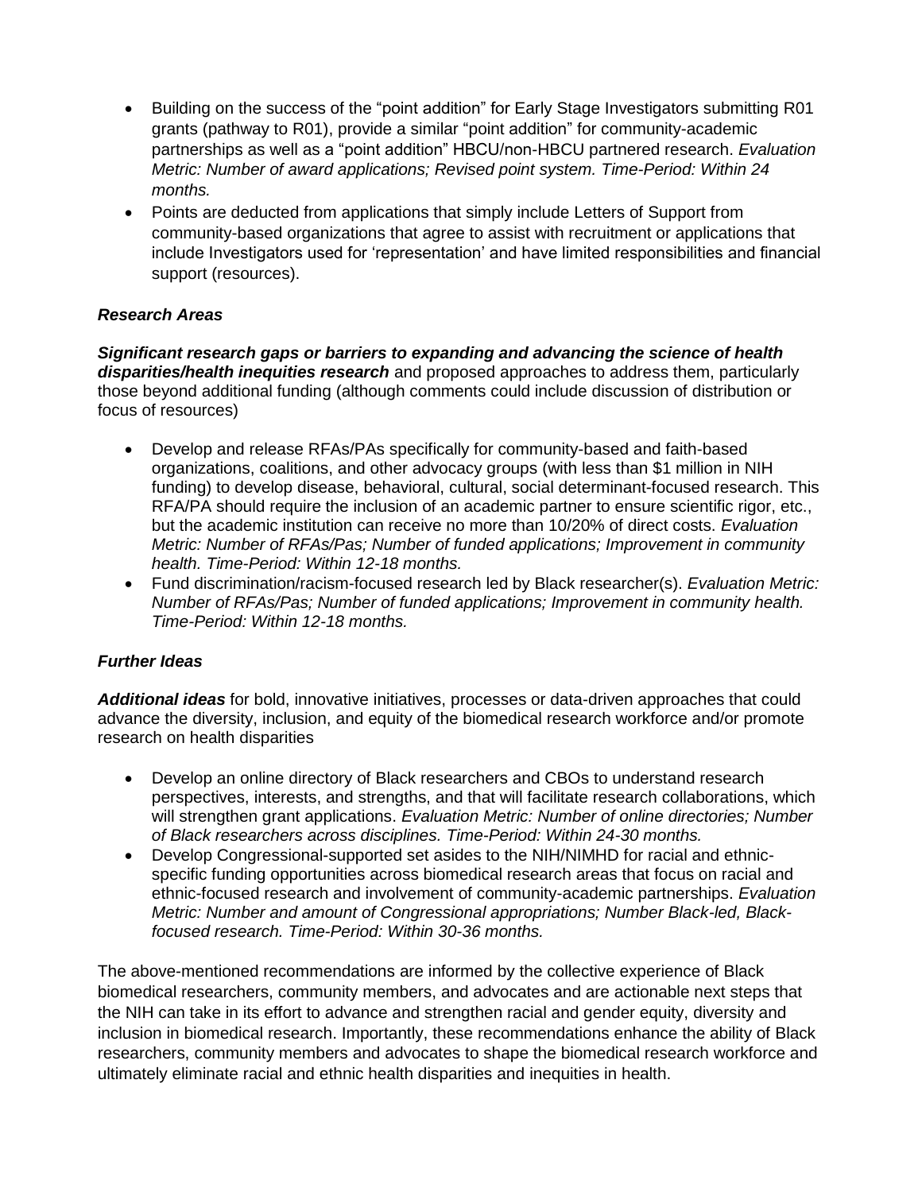- Building on the success of the "point addition" for Early Stage Investigators submitting R01 grants (pathway to R01), provide a similar "point addition" for community-academic partnerships as well as a "point addition" HBCU/non-HBCU partnered research. *Evaluation Metric: Number of award applications; Revised point system. Time-Period: Within 24 months.*
- Points are deducted from applications that simply include Letters of Support from community-based organizations that agree to assist with recruitment or applications that include Investigators used for 'representation' and have limited responsibilities and financial support (resources).

***Research Areas***

***Significant research gaps or barriers to expanding and advancing the science of health disparities/health inequities research*** and proposed approaches to address them, particularly those beyond additional funding (although comments could include discussion of distribution or focus of resources)

- Develop and release RFAs/PAs specifically for community-based and faith-based organizations, coalitions, and other advocacy groups (with less than $1 million in NIH funding) to develop disease, behavioral, cultural, social determinant-focused research. This RFA/PA should require the inclusion of an academic partner to ensure scientific rigor, etc., but the academic institution can receive no more than 10/20% of direct costs. *Evaluation Metric: Number of RFAs/Pas; Number of funded applications; Improvement in community health. Time-Period: Within 12-18 months.*
- Fund discrimination/racism-focused research led by Black researcher(s). *Evaluation Metric: Number of RFAs/Pas; Number of funded applications; Improvement in community health. Time-Period: Within 12-18 months.*

***Further Ideas***

***Additional ideas*** for bold, innovative initiatives, processes or data-driven approaches that could advance the diversity, inclusion, and equity of the biomedical research workforce and/or promote research on health disparities

- Develop an online directory of Black researchers and CBOs to understand research perspectives, interests, and strengths, and that will facilitate research collaborations, which will strengthen grant applications. *Evaluation Metric: Number of online directories; Number of Black researchers across disciplines. Time-Period: Within 24-30 months.*
- Develop Congressional-supported set asides to the NIH/NIMHD for racial and ethnic-specific funding opportunities across biomedical research areas that focus on racial and ethnic-focused research and involvement of community-academic partnerships. *Evaluation Metric: Number and amount of Congressional appropriations; Number Black-led, Black-focused research. Time-Period: Within 30-36 months.*

The above-mentioned recommendations are informed by the collective experience of Black biomedical researchers, community members, and advocates and are actionable next steps that the NIH can take in its effort to advance and strengthen racial and gender equity, diversity and inclusion in biomedical research. Importantly, these recommendations enhance the ability of Black researchers, community members and advocates to shape the biomedical research workforce and ultimately eliminate racial and ethnic health disparities and inequities in health.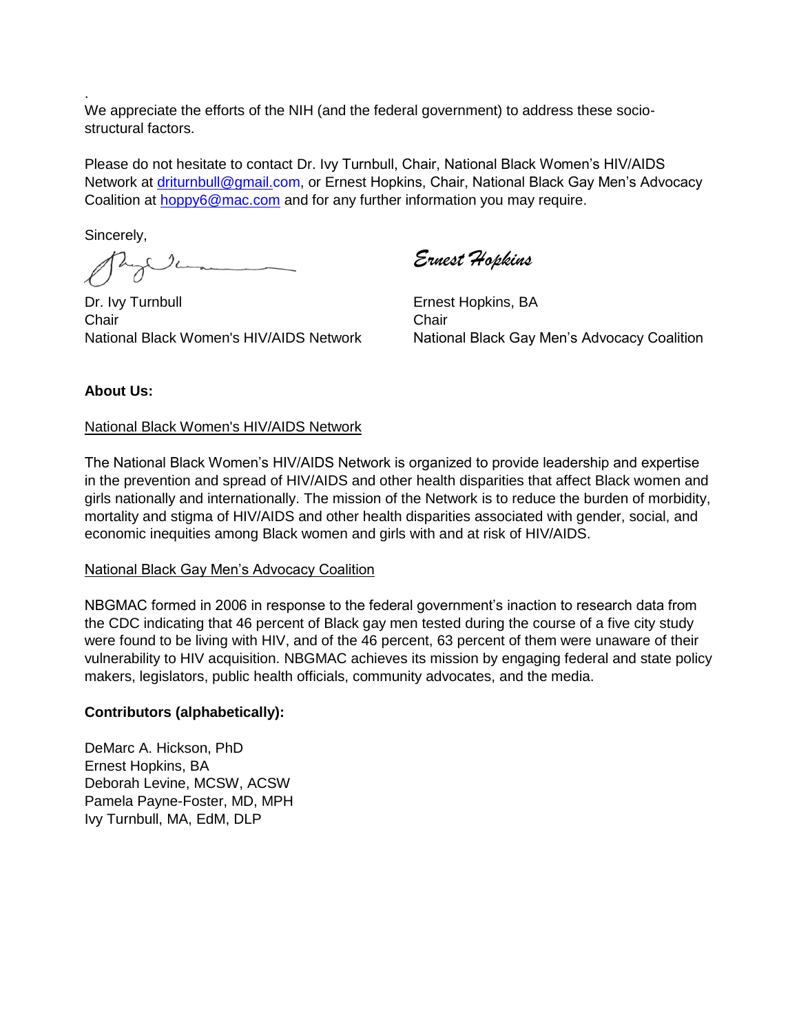.
We appreciate the efforts of the NIH (and the federal government) to address these socio-structural factors.

Please do not hesitate to contact Dr. Ivy Turnbull, Chair, National Black Women's HIV/AIDS Network at driturnbull@gmail.com, or Ernest Hopkins, Chair, National Black Gay Men's Advocacy Coalition at hoppy6@mac.com and for any further information you may require.

Sincerely,

Dr. Ivy Turnbull
Chair
National Black Women's HIV/AIDS Network

*Ernest Hopkins*

Ernest Hopkins, BA
Chair
National Black Gay Men's Advocacy Coalition

**About Us:**

National Black Women's HIV/AIDS Network

The National Black Women's HIV/AIDS Network is organized to provide leadership and expertise in the prevention and spread of HIV/AIDS and other health disparities that affect Black women and girls nationally and internationally. The mission of the Network is to reduce the burden of morbidity, mortality and stigma of HIV/AIDS and other health disparities associated with gender, social, and economic inequities among Black women and girls with and at risk of HIV/AIDS.

National Black Gay Men's Advocacy Coalition

NBGMAC formed in 2006 in response to the federal government's inaction to research data from the CDC indicating that 46 percent of Black gay men tested during the course of a five city study were found to be living with HIV, and of the 46 percent, 63 percent of them were unaware of their vulnerability to HIV acquisition. NBGMAC achieves its mission by engaging federal and state policy makers, legislators, public health officials, community advocates, and the media.

**Contributors (alphabetically):**

DeMarc A. Hickson, PhD
Ernest Hopkins, BA
Deborah Levine, MCSW, ACSW
Pamela Payne-Foster, MD, MPH
Ivy Turnbull, MA, EdM, DLP